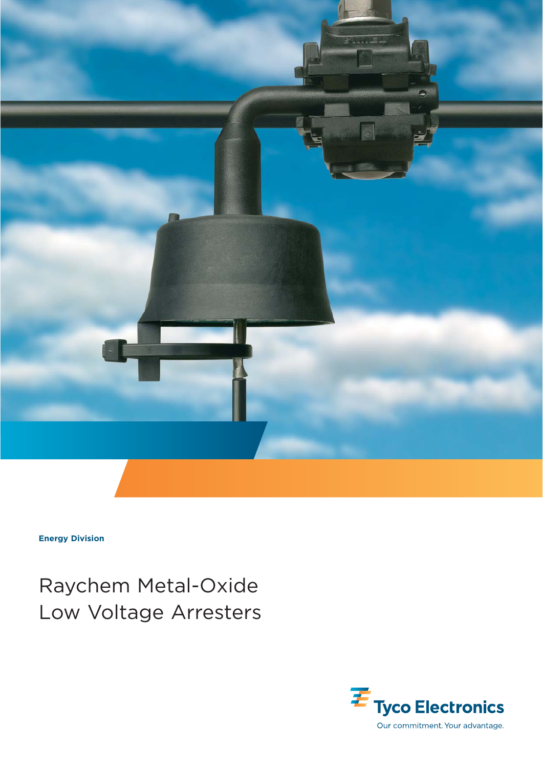**Energy Division**

# Raychem Metal-Oxide Low Voltage Arresters

Tyco Electronics

Our commitment. Your advantage.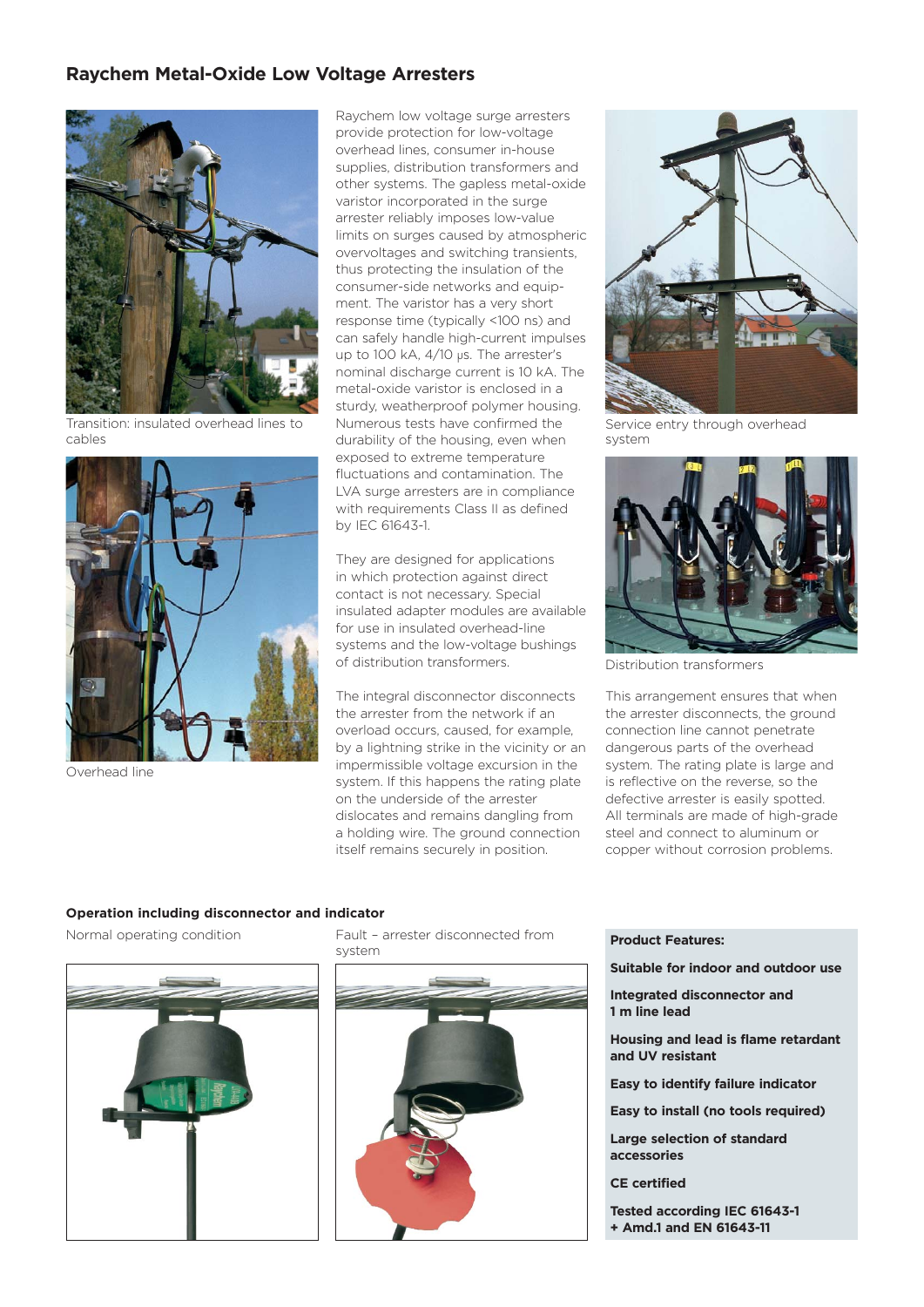## Raychem Metal-Oxide Low Voltage Arresters

Transition: insulated overhead lines to cables

Overhead line

Raychem low voltage surge arresters provide protection for low-voltage overhead lines, consumer in-house supplies, distribution transformers and other systems. The gapless metal-oxide varistor incorporated in the surge arrester reliably imposes low-value limits on surges caused by atmospheric overvoltages and switching transients, thus protecting the insulation of the consumer-side networks and equipment. The varistor has a very short response time (typically <100 ns) and can safely handle high-current impulses up to 100 kA, 4/10 µs. The arrester's nominal discharge current is 10 kA. The metal-oxide varistor is enclosed in a sturdy, weatherproof polymer housing. Numerous tests have confirmed the durability of the housing, even when exposed to extreme temperature fluctuations and contamination. The LVA surge arresters are in compliance with requirements Class II as defined by IEC 61643-1.

They are designed for applications in which protection against direct contact is not necessary. Special insulated adapter modules are available for use in insulated overhead-line systems and the low-voltage bushings of distribution transformers.

The integral disconnector disconnects the arrester from the network if an overload occurs, caused, for example, by a lightning strike in the vicinity or an impermissible voltage excursion in the system. If this happens the rating plate on the underside of the arrester dislocates and remains dangling from a holding wire. The ground connection itself remains securely in position.

Service entry through overhead system

Distribution transformers

This arrangement ensures that when the arrester disconnects, the ground connection line cannot penetrate dangerous parts of the overhead system. The rating plate is large and is reflective on the reverse, so the defective arrester is easily spotted. All terminals are made of high-grade steel and connect to aluminum or copper without corrosion problems.

### Operation including disconnector and indicator

Normal operating condition

Fault – arrester disconnected from system

**Product Features:**

**Suitable for indoor and outdoor use**

**Integrated disconnector and 1 m line lead**

**Housing and lead is flame retardant and UV resistant**

**Easy to identify failure indicator**

**Easy to install (no tools required)**

**Large selection of standard accessories**

**CE certified**

**Tested according IEC 61643-1 + Amd.1 and EN 61643-11**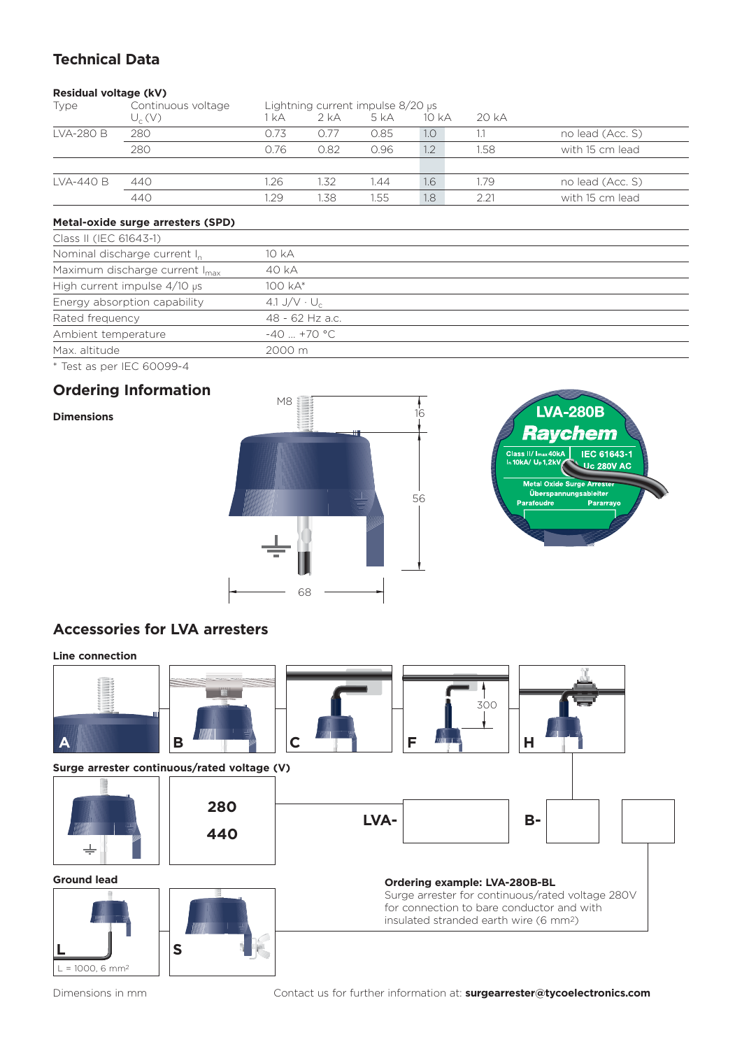## Technical Data

**Residual voltage (kV)**

| Type | Continuous voltage $U_c$ (V) | Lightning current impulse 8/20 µs 1 kA | 2 kA | 5 kA | 10 kA | 20 kA | |
|---|---|---|---|---|---|---|---|
| LVA-280 B | 280 | 0.73 | 0.77 | 0.85 | 1.0 | 1.1 | no lead (Acc. S) |
| | 280 | 0.76 | 0.82 | 0.96 | 1.2 | 1.58 | with 15 cm lead |
| LVA-440 B | 440 | 1.26 | 1.32 | 1.44 | 1.6 | 1.79 | no lead (Acc. S) |
| | 440 | 1.29 | 1.38 | 1.55 | 1.8 | 2.21 | with 15 cm lead |

**Metal-oxide surge arresters (SPD)**

| | |
|---|---|
| Class II (IEC 61643-1) | |
| Nominal discharge current $I_n$ | 10 kA |
| Maximum discharge current $I_{max}$ | 40 kA |
| High current impulse 4/10 µs | 100 kA* |
| Energy absorption capability | 4.1 J/V · $U_c$ |
| Rated frequency | 48 - 62 Hz a.c. |
| Ambient temperature | -40 ... +70 °C |
| Max. altitude | 2000 m |

* Test as per IEC 60099-4

## Ordering Information

**Dimensions**

M8, 16, 56, 68

LVA-280B
Raychem
Class II/ $I_{max}$ 40kA $I_n$ 10kA/ $U_p$ 1,2kV
IEC 61643-1
Uc 280V AC
Metal Oxide Surge Arrester
Überspannungsableiter
Parafoudre
Pararrayo

## Accessories for LVA arresters

**Line connection**

A | B | C | F (300) | H

**Surge arrester continuous/rated voltage (V)**

280
440

LVA- [ ] B- [ ] [ ]

**Ground lead**

L (L = 1000, 6 mm²) | S

**Ordering example: LVA-280B-BL**
Surge arrester for continuous/rated voltage 280V for connection to bare conductor and with insulated stranded earth wire (6 mm²)

Dimensions in mm

Contact us for further information at: **surgearrester@tycoelectronics.com**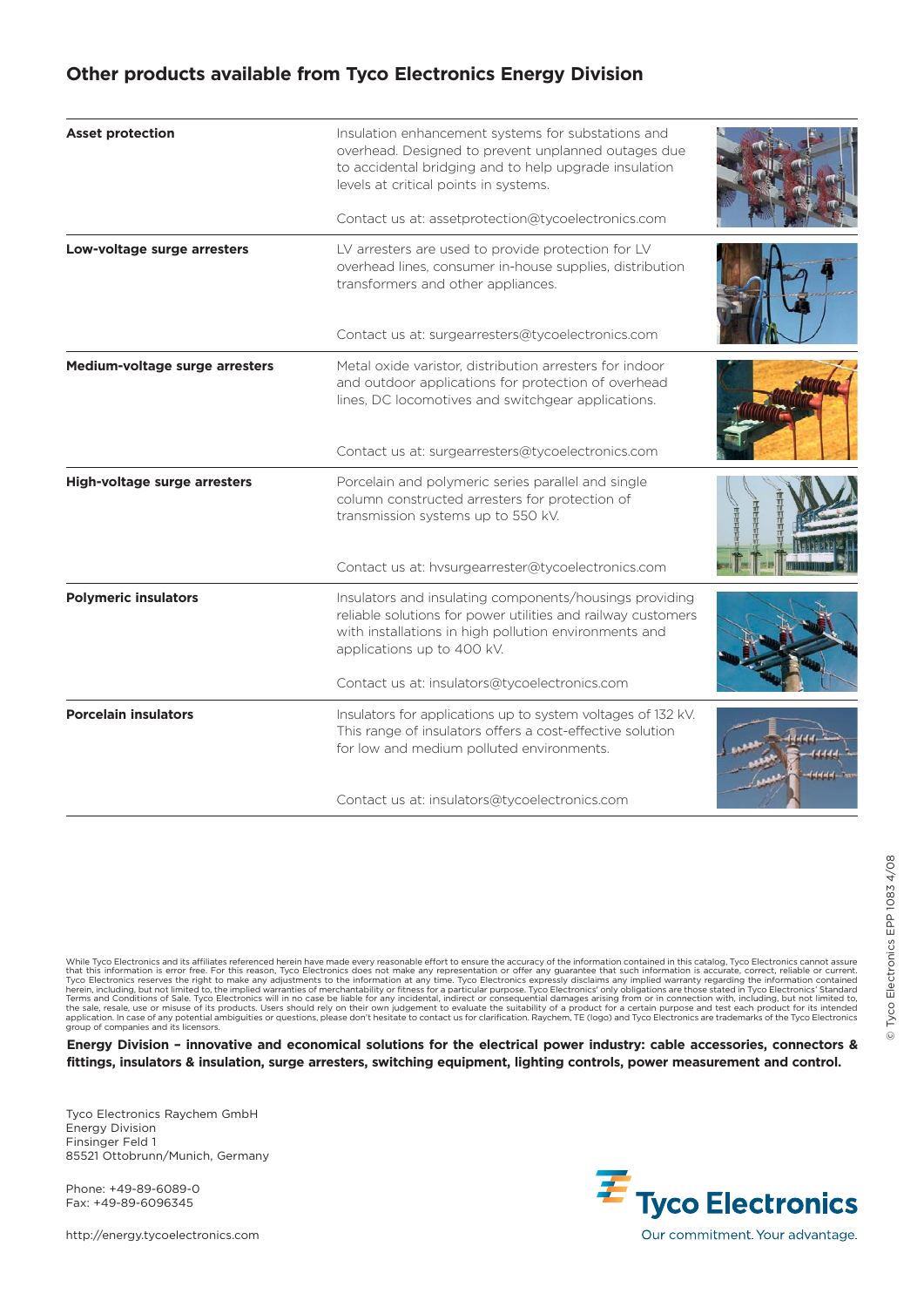## Other products available from Tyco Electronics Energy Division

| | |
|---|---|
| **Asset protection** | Insulation enhancement systems for substations and overhead. Designed to prevent unplanned outages due to accidental bridging and to help upgrade insulation levels at critical points in systems.<br><br>Contact us at: assetprotection@tycoelectronics.com |
| **Low-voltage surge arresters** | LV arresters are used to provide protection for LV overhead lines, consumer in-house supplies, distribution transformers and other appliances.<br><br>Contact us at: surgearresters@tycoelectronics.com |
| **Medium-voltage surge arresters** | Metal oxide varistor, distribution arresters for indoor and outdoor applications for protection of overhead lines, DC locomotives and switchgear applications.<br><br>Contact us at: surgearresters@tycoelectronics.com |
| **High-voltage surge arresters** | Porcelain and polymeric series parallel and single column constructed arresters for protection of transmission systems up to 550 kV.<br><br>Contact us at: hvsurgearrester@tycoelectronics.com |
| **Polymeric insulators** | Insulators and insulating components/housings providing reliable solutions for power utilities and railway customers with installations in high pollution environments and applications up to 400 kV.<br><br>Contact us at: insulators@tycoelectronics.com |
| **Porcelain insulators** | Insulators for applications up to system voltages of 132 kV. This range of insulators offers a cost-effective solution for low and medium polluted environments.<br><br>Contact us at: insulators@tycoelectronics.com |

While Tyco Electronics and its affiliates referenced herein have made every reasonable effort to ensure the accuracy of the information contained in this catalog, Tyco Electronics cannot assure that this information is error free. For this reason, Tyco Electronics does not make any representation or offer any guarantee that such information is accurate, correct, reliable or current. Tyco Electronics reserves the right to make any adjustments to the information at any time. Tyco Electronics expressly disclaims any implied warranty regarding the information contained herein, including, but not limited to, the implied warranties of merchantability or fitness for a particular purpose. Tyco Electronics' only obligations are those stated in Tyco Electronics' Standard Terms and Conditions of Sale. Tyco Electronics will in no case be liable for any incidental, indirect or consequential damages arising from or in connection with, including, but not limited to, the sale, resale, use or misuse of its products. Users should rely on their own judgement to evaluate the suitability of a product for a certain purpose and test each product for its intended application. In case of any potential ambiguities or questions, please don't hesitate to contact us for clarification. Raychem, TE (logo) and Tyco Electronics are trademarks of the Tyco Electronics group of companies and its licensors.

**Energy Division – innovative and economical solutions for the electrical power industry: cable accessories, connectors & fittings, insulators & insulation, surge arresters, switching equipment, lighting controls, power measurement and control.**

Tyco Electronics Raychem GmbH
Energy Division
Finsinger Feld 1
85521 Ottobrunn/Munich, Germany

Phone: +49-89-6089-0
Fax: +49-89-6096345

http://energy.tycoelectronics.com

Tyco Electronics
Our commitment. Your advantage.

© Tyco Electronics EPP 1083 4/08